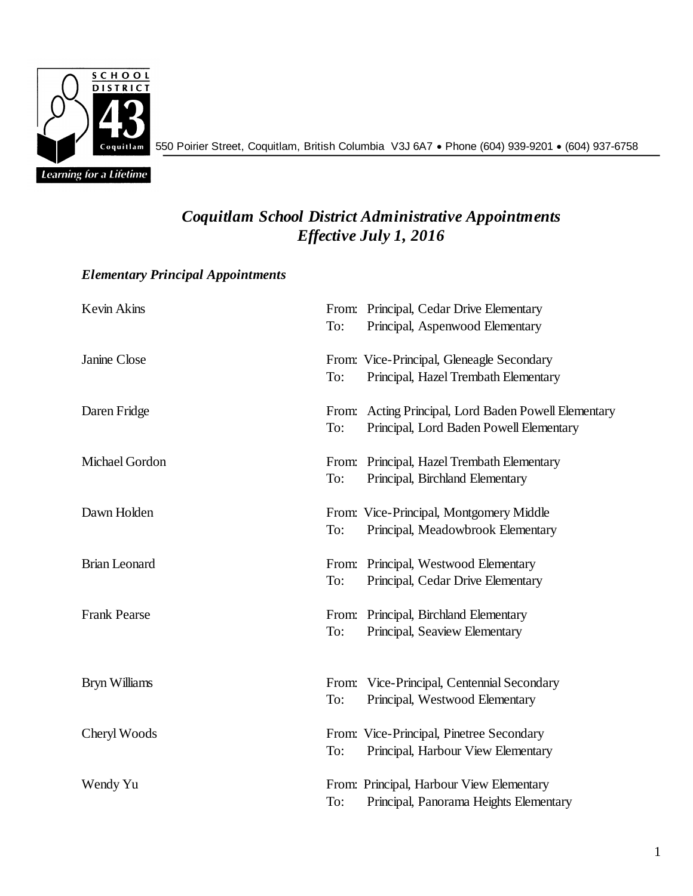SCHOOL DISTRICT 43 Coquitlam

Learning for a Lifetime

550 Poirier Street, Coquitlam, British Columbia V3J 6A7 • Phone (604) 939-9201 • (604) 937-6758

# *Coquitlam School District Administrative Appointments*
# *Effective July 1, 2016*

### *Elementary Principal Appointments*

| Name | | |
|---|---|---|
| Kevin Akins | From: | Principal, Cedar Drive Elementary |
| | To: | Principal, Aspenwood Elementary |
| Janine Close | From: | Vice-Principal, Gleneagle Secondary |
| | To: | Principal, Hazel Trembath Elementary |
| Daren Fridge | From: | Acting Principal, Lord Baden Powell Elementary |
| | To: | Principal, Lord Baden Powell Elementary |
| Michael Gordon | From: | Principal, Hazel Trembath Elementary |
| | To: | Principal, Birchland Elementary |
| Dawn Holden | From: | Vice-Principal, Montgomery Middle |
| | To: | Principal, Meadowbrook Elementary |
| Brian Leonard | From: | Principal, Westwood Elementary |
| | To: | Principal, Cedar Drive Elementary |
| Frank Pearse | From: | Principal, Birchland Elementary |
| | To: | Principal, Seaview Elementary |
| Bryn Williams | From: | Vice-Principal, Centennial Secondary |
| | To: | Principal, Westwood Elementary |
| Cheryl Woods | From: | Vice-Principal, Pinetree Secondary |
| | To: | Principal, Harbour View Elementary |
| Wendy Yu | From: | Principal, Harbour View Elementary |
| | To: | Principal, Panorama Heights Elementary |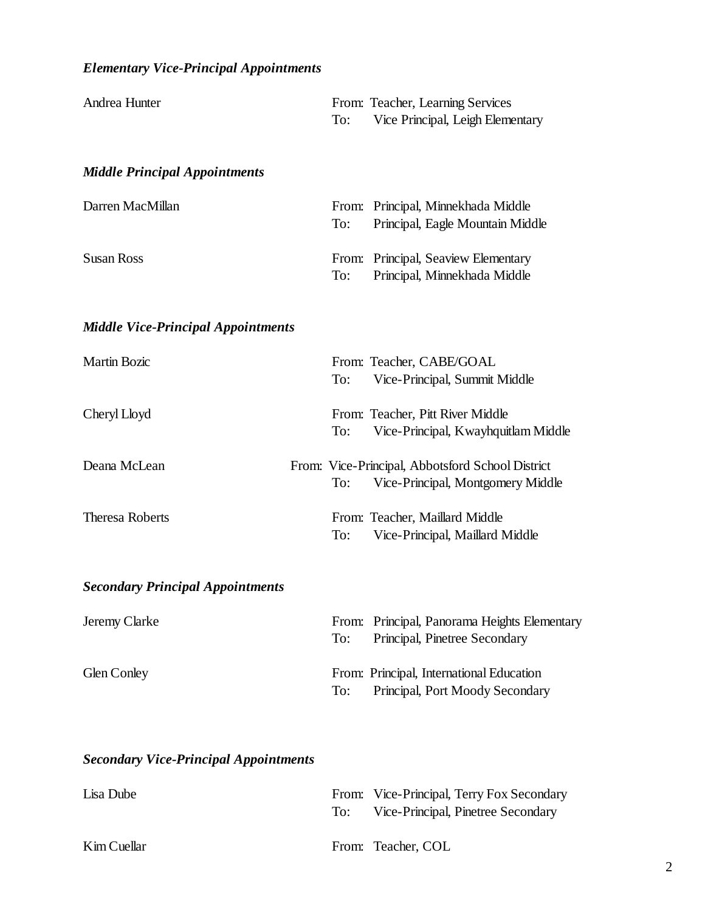### *Elementary Vice-Principal Appointments*

| | |
|---|---|
| Andrea Hunter | From: Teacher, Learning Services<br>To: Vice Principal, Leigh Elementary |

### *Middle Principal Appointments*

| | |
|---|---|
| Darren MacMillan | From: Principal, Minnekhada Middle<br>To: Principal, Eagle Mountain Middle |
| Susan Ross | From: Principal, Seaview Elementary<br>To: Principal, Minnekhada Middle |

### *Middle Vice-Principal Appointments*

| | |
|---|---|
| Martin Bozic | From: Teacher, CABE/GOAL<br>To: Vice-Principal, Summit Middle |
| Cheryl Lloyd | From: Teacher, Pitt River Middle<br>To: Vice-Principal, Kwayhquitlam Middle |
| Deana McLean | From: Vice-Principal, Abbotsford School District<br>To: Vice-Principal, Montgomery Middle |
| Theresa Roberts | From: Teacher, Maillard Middle<br>To: Vice-Principal, Maillard Middle |

### *Secondary Principal Appointments*

| | |
|---|---|
| Jeremy Clarke | From: Principal, Panorama Heights Elementary<br>To: Principal, Pinetree Secondary |
| Glen Conley | From: Principal, International Education<br>To: Principal, Port Moody Secondary |

### *Secondary Vice-Principal Appointments*

| | |
|---|---|
| Lisa Dube | From: Vice-Principal, Terry Fox Secondary<br>To: Vice-Principal, Pinetree Secondary |
| Kim Cuellar | From: Teacher, COL |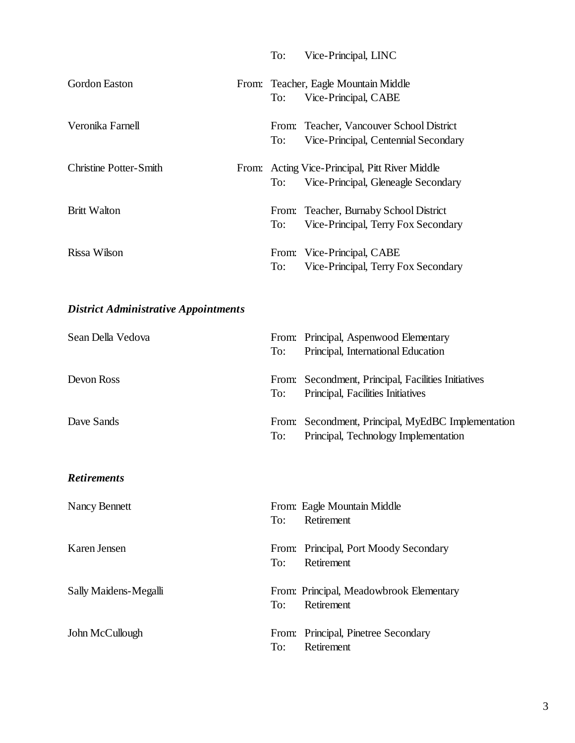| | |
|---|---|
| | To: Vice-Principal, LINC |
| Gordon Easton | From: Teacher, Eagle Mountain Middle<br>To: Vice-Principal, CABE |
| Veronika Farnell | From: Teacher, Vancouver School District<br>To: Vice-Principal, Centennial Secondary |
| Christine Potter-Smith | From: Acting Vice-Principal, Pitt River Middle<br>To: Vice-Principal, Gleneagle Secondary |
| Britt Walton | From: Teacher, Burnaby School District<br>To: Vice-Principal, Terry Fox Secondary |
| Rissa Wilson | From: Vice-Principal, CABE<br>To: Vice-Principal, Terry Fox Secondary |

***District Administrative Appointments***

| | |
|---|---|
| Sean Della Vedova | From: Principal, Aspenwood Elementary<br>To: Principal, International Education |
| Devon Ross | From: Secondment, Principal, Facilities Initiatives<br>To: Principal, Facilities Initiatives |
| Dave Sands | From: Secondment, Principal, MyEdBC Implementation<br>To: Principal, Technology Implementation |

***Retirements***

| | |
|---|---|
| Nancy Bennett | From: Eagle Mountain Middle<br>To: Retirement |
| Karen Jensen | From: Principal, Port Moody Secondary<br>To: Retirement |
| Sally Maidens-Megalli | From: Principal, Meadowbrook Elementary<br>To: Retirement |
| John McCullough | From: Principal, Pinetree Secondary<br>To: Retirement |